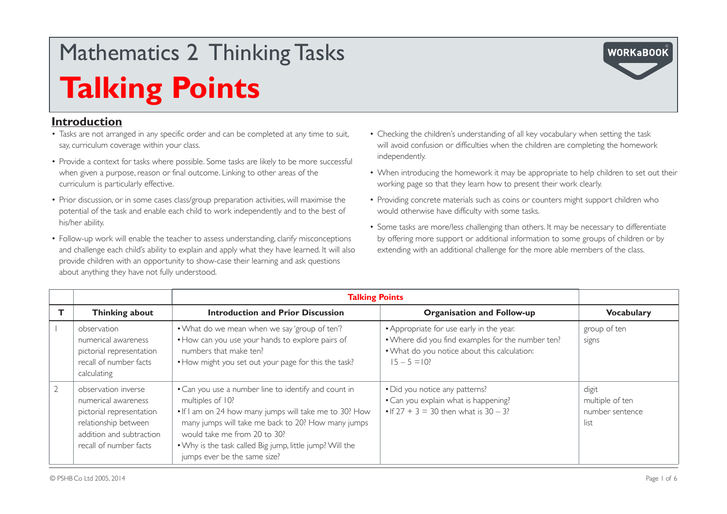# Mathematics 2 Thinking Tasks

# Talking Points

## Introduction

- Tasks are not arranged in any specific order and can be completed at any time to suit, say, curriculum coverage within your class.
- Provide a context for tasks where possible. Some tasks are likely to be more successful when given a purpose, reason or final outcome. Linking to other areas of the curriculum is particularly effective.
- Prior discussion, or in some cases class/group preparation activities, will maximise the potential of the task and enable each child to work independently and to the best of his/her ability.
- Follow-up work will enable the teacher to assess understanding, clarify misconceptions and challenge each child's ability to explain and apply what they have learned. It will also provide children with an opportunity to show-case their learning and ask questions about anything they have not fully understood.
- Checking the children's understanding of all key vocabulary when setting the task will avoid confusion or difficulties when the children are completing the homework independently.
- When introducing the homework it may be appropriate to help children to set out their working page so that they learn how to present their work clearly.
- Providing concrete materials such as coins or counters might support children who would otherwise have difficulty with some tasks.
- Some tasks are more/less challenging than others. It may be necessary to differentiate by offering more support or additional information to some groups of children or by extending with an additional challenge for the more able members of the class.

| | | **Talking Points** | | |
|---|---|---|---|---|
| **T** | **Thinking about** | **Introduction and Prior Discussion** | **Organisation and Follow-up** | **Vocabulary** |
| 1 | observation<br>numerical awareness<br>pictorial representation<br>recall of number facts<br>calculating | • What do we mean when we say 'group of ten'?<br>• How can you use your hands to explore pairs of numbers that make ten?<br>• How might you set out your page for this the task? | • Appropriate for use early in the year.<br>• Where did you find examples for the number ten?<br>• What do you notice about this calculation: $15 - 5 = 10$? | group of ten<br>signs |
| 2 | observation inverse<br>numerical awareness<br>pictorial representation<br>relationship between addition and subtraction<br>recall of number facts | • Can you use a number line to identify and count in multiples of 10?<br>• If I am on 24 how many jumps will take me to 30? How many jumps will take me back to 20? How many jumps would take me from 20 to 30?<br>• Why is the task called Big jump, little jump? Will the jumps ever be the same size? | • Did you notice any patterns?<br>• Can you explain what is happening?<br>• If $27 + 3 = 30$ then what is $30 - 3$? | digit<br>multiple of ten<br>number sentence<br>list |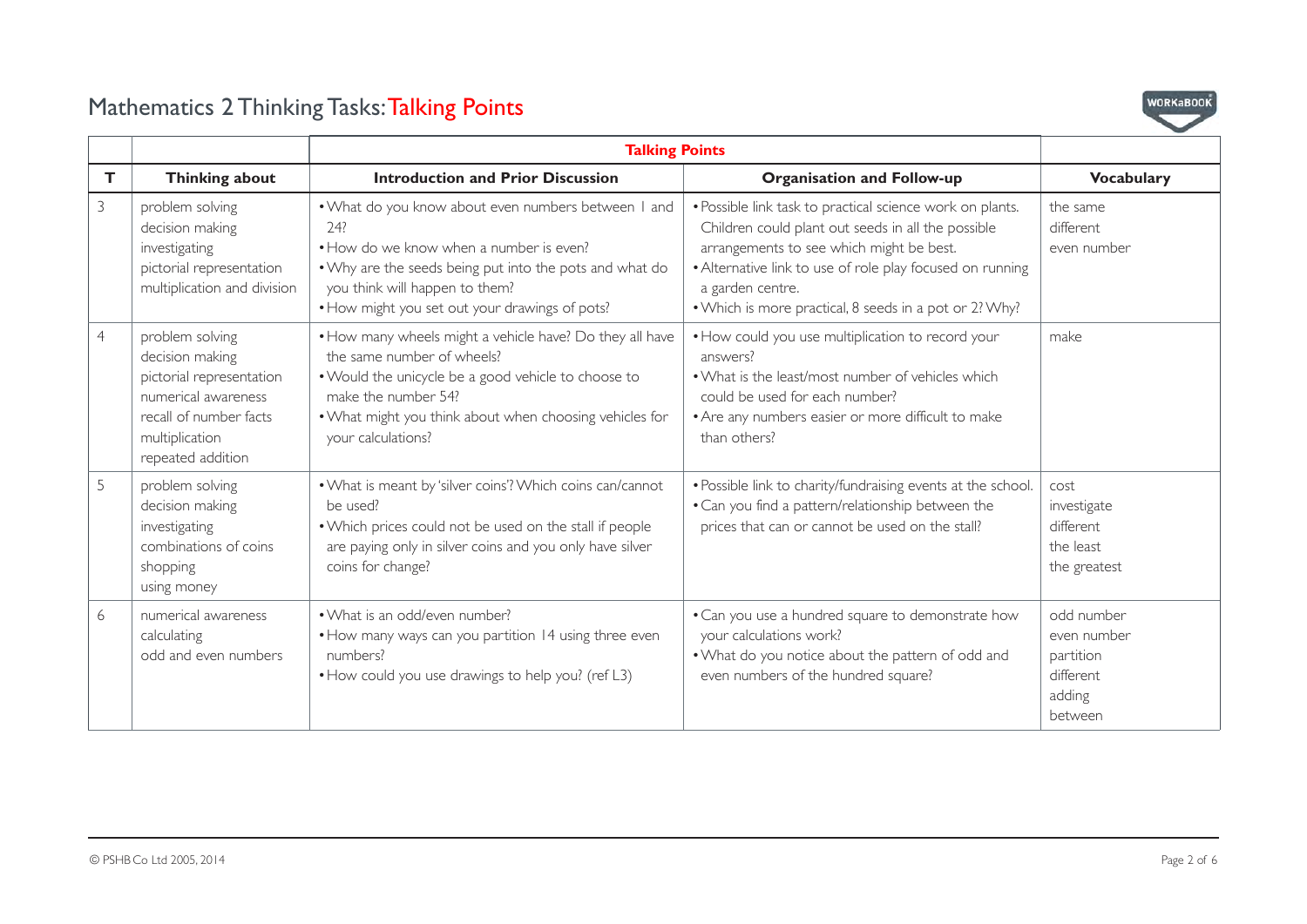# Mathematics 2 Thinking Tasks: Talking Points

| | | Talking Points | | |
|---|---|---|---|---|
| **T** | **Thinking about** | **Introduction and Prior Discussion** | **Organisation and Follow-up** | **Vocabulary** |
| 3 | problem solving<br>decision making<br>investigating<br>pictorial representation<br>multiplication and division | • What do you know about even numbers between 1 and 24?<br>• How do we know when a number is even?<br>• Why are the seeds being put into the pots and what do you think will happen to them?<br>• How might you set out your drawings of pots? | • Possible link task to practical science work on plants. Children could plant out seeds in all the possible arrangements to see which might be best.<br>• Alternative link to use of role play focused on running a garden centre.<br>• Which is more practical, 8 seeds in a pot or 2? Why? | the same<br>different<br>even number |
| 4 | problem solving<br>decision making<br>pictorial representation<br>numerical awareness<br>recall of number facts<br>multiplication<br>repeated addition | • How many wheels might a vehicle have? Do they all have the same number of wheels?<br>• Would the unicycle be a good vehicle to choose to make the number 54?<br>• What might you think about when choosing vehicles for your calculations? | • How could you use multiplication to record your answers?<br>• What is the least/most number of vehicles which could be used for each number?<br>• Are any numbers easier or more difficult to make than others? | make |
| 5 | problem solving<br>decision making<br>investigating<br>combinations of coins<br>shopping<br>using money | • What is meant by 'silver coins'? Which coins can/cannot be used?<br>• Which prices could not be used on the stall if people are paying only in silver coins and you only have silver coins for change? | • Possible link to charity/fundraising events at the school.<br>• Can you find a pattern/relationship between the prices that can or cannot be used on the stall? | cost<br>investigate<br>different<br>the least<br>the greatest |
| 6 | numerical awareness<br>calculating<br>odd and even numbers | • What is an odd/even number?<br>• How many ways can you partition 14 using three even numbers?<br>• How could you use drawings to help you? (ref L3) | • Can you use a hundred square to demonstrate how your calculations work?<br>• What do you notice about the pattern of odd and even numbers of the hundred square? | odd number<br>even number<br>partition<br>different<br>adding<br>between |

© PSHB Co Ltd 2005, 2014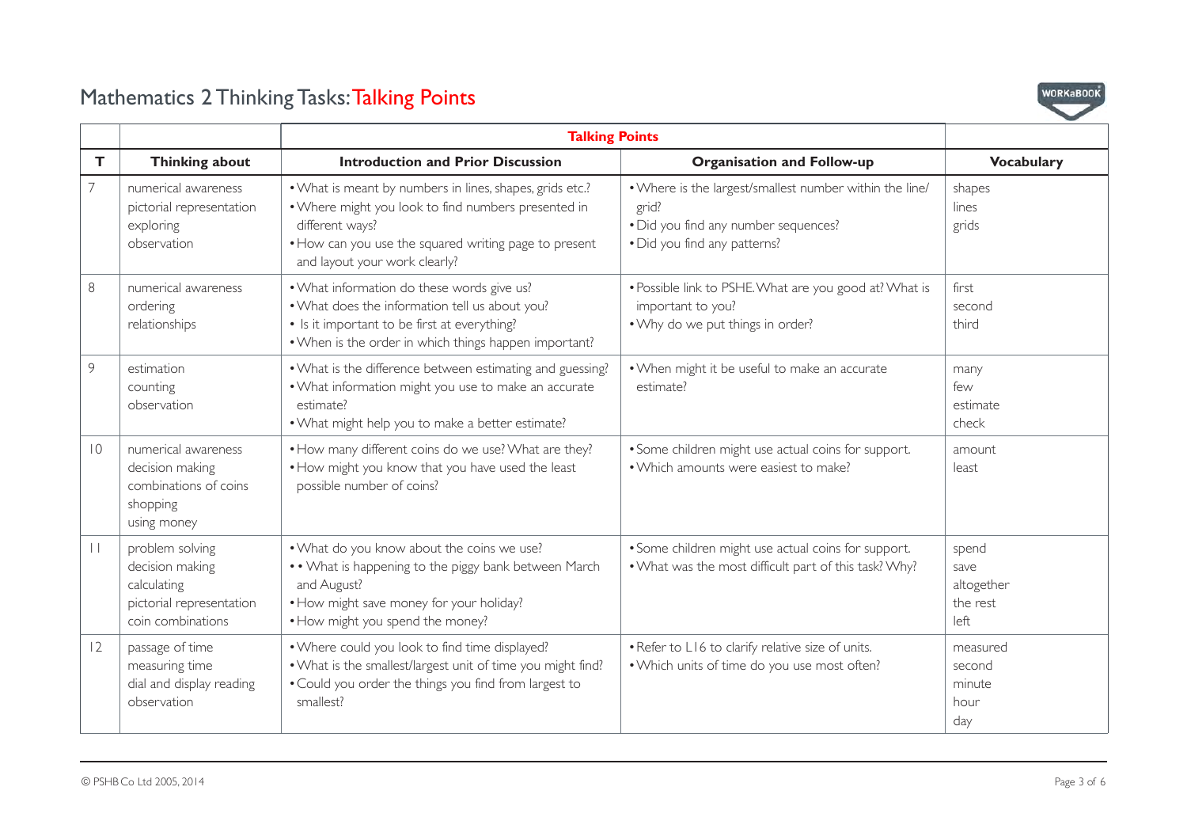# Mathematics 2 Thinking Tasks: Talking Points

| | | Talking Points | | |
|---|---|---|---|---|
| **T** | **Thinking about** | **Introduction and Prior Discussion** | **Organisation and Follow-up** | **Vocabulary** |
| 7 | numerical awareness<br>pictorial representation<br>exploring<br>observation | • What is meant by numbers in lines, shapes, grids etc.?<br>• Where might you look to find numbers presented in different ways?<br>• How can you use the squared writing page to present and layout your work clearly? | • Where is the largest/smallest number within the line/grid?<br>• Did you find any number sequences?<br>• Did you find any patterns? | shapes<br>lines<br>grids |
| 8 | numerical awareness<br>ordering<br>relationships | • What information do these words give us?<br>• What does the information tell us about you?<br>• Is it important to be first at everything?<br>• When is the order in which things happen important? | • Possible link to PSHE. What are you good at? What is important to you?<br>• Why do we put things in order? | first<br>second<br>third |
| 9 | estimation<br>counting<br>observation | • What is the difference between estimating and guessing?<br>• What information might you use to make an accurate estimate?<br>• What might help you to make a better estimate? | • When might it be useful to make an accurate estimate? | many<br>few<br>estimate<br>check |
| 10 | numerical awareness<br>decision making<br>combinations of coins<br>shopping<br>using money | • How many different coins do we use? What are they?<br>• How might you know that you have used the least possible number of coins? | • Some children might use actual coins for support.<br>• Which amounts were easiest to make? | amount<br>least |
| 11 | problem solving<br>decision making<br>calculating<br>pictorial representation<br>coin combinations | • What do you know about the coins we use?<br>• • What is happening to the piggy bank between March and August?<br>• How might save money for your holiday?<br>• How might you spend the money? | • Some children might use actual coins for support.<br>• What was the most difficult part of this task? Why? | spend<br>save<br>altogether<br>the rest<br>left |
| 12 | passage of time<br>measuring time<br>dial and display reading<br>observation | • Where could you look to find time displayed?<br>• What is the smallest/largest unit of time you might find?<br>• Could you order the things you find from largest to smallest? | • Refer to L16 to clarify relative size of units.<br>• Which units of time do you use most often? | measured<br>second<br>minute<br>hour<br>day |

© PSHB Co Ltd 2005, 2014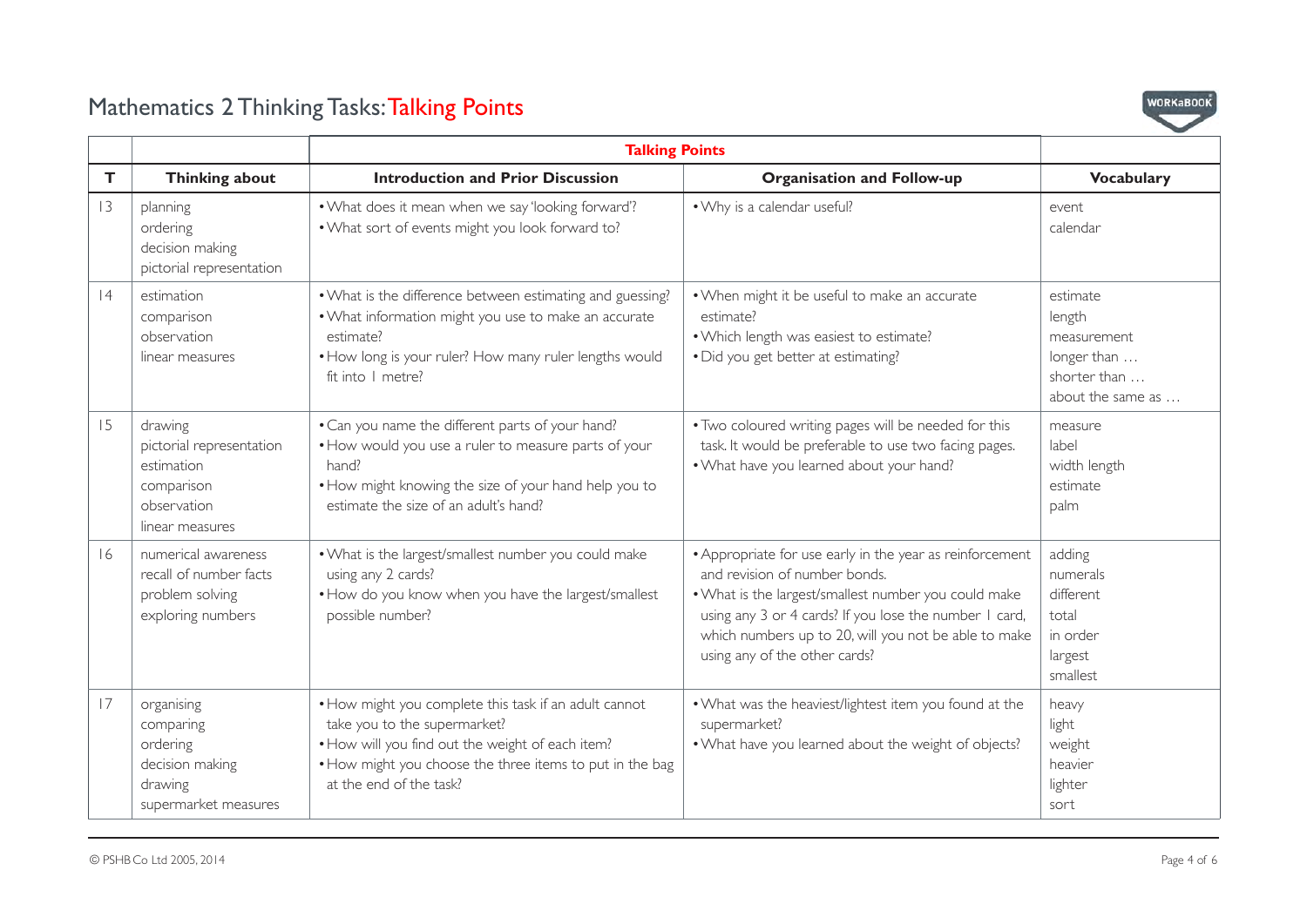# Mathematics 2 Thinking Tasks: Talking Points

| | | Talking Points | | |
|---|---|---|---|---|
| **T** | **Thinking about** | **Introduction and Prior Discussion** | **Organisation and Follow-up** | **Vocabulary** |
| 13 | planning<br>ordering<br>decision making<br>pictorial representation | • What does it mean when we say 'looking forward'?<br>• What sort of events might you look forward to? | • Why is a calendar useful? | event<br>calendar |
| 14 | estimation<br>comparison<br>observation<br>linear measures | • What is the difference between estimating and guessing?<br>• What information might you use to make an accurate estimate?<br>• How long is your ruler? How many ruler lengths would fit into 1 metre? | • When might it be useful to make an accurate estimate?<br>• Which length was easiest to estimate?<br>• Did you get better at estimating? | estimate<br>length<br>measurement<br>longer than …<br>shorter than …<br>about the same as … |
| 15 | drawing<br>pictorial representation<br>estimation<br>comparison<br>observation<br>linear measures | • Can you name the different parts of your hand?<br>• How would you use a ruler to measure parts of your hand?<br>• How might knowing the size of your hand help you to estimate the size of an adult's hand? | • Two coloured writing pages will be needed for this task. It would be preferable to use two facing pages.<br>• What have you learned about your hand? | measure<br>label<br>width length<br>estimate<br>palm |
| 16 | numerical awareness<br>recall of number facts<br>problem solving<br>exploring numbers | • What is the largest/smallest number you could make using any 2 cards?<br>• How do you know when you have the largest/smallest possible number? | • Appropriate for use early in the year as reinforcement and revision of number bonds.<br>• What is the largest/smallest number you could make using any 3 or 4 cards? If you lose the number 1 card, which numbers up to 20, will you not be able to make using any of the other cards? | adding<br>numerals<br>different<br>total<br>in order<br>largest<br>smallest |
| 17 | organising<br>comparing<br>ordering<br>decision making<br>drawing<br>supermarket measures | • How might you complete this task if an adult cannot take you to the supermarket?<br>• How will you find out the weight of each item?<br>• How might you choose the three items to put in the bag at the end of the task? | • What was the heaviest/lightest item you found at the supermarket?<br>• What have you learned about the weight of objects? | heavy<br>light<br>weight<br>heavier<br>lighter<br>sort |

© PSHB Co Ltd 2005, 2014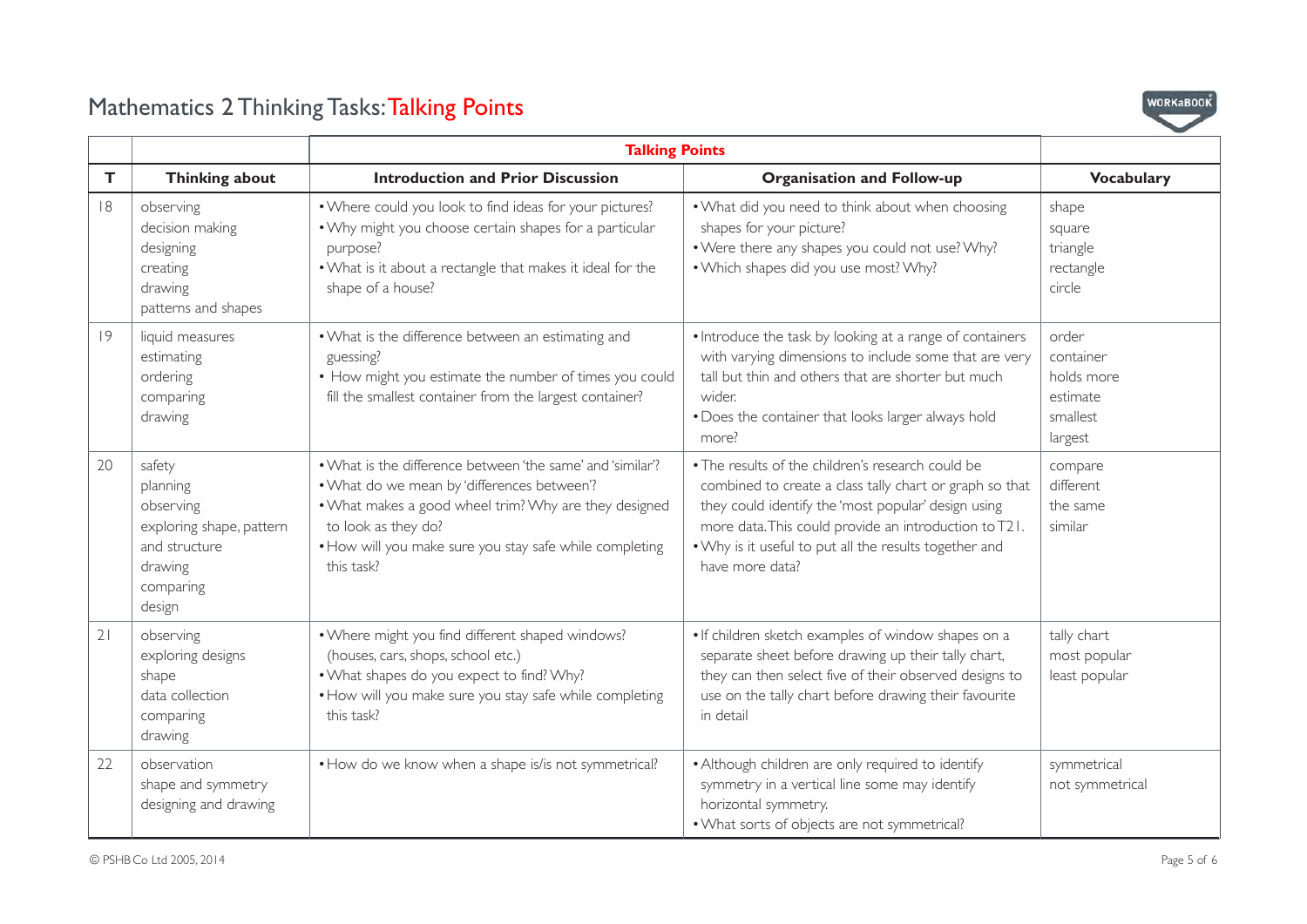# Mathematics 2 Thinking Tasks: Talking Points

| | | Talking Points | | |
|---|---|---|---|---|
| **T** | **Thinking about** | **Introduction and Prior Discussion** | **Organisation and Follow-up** | **Vocabulary** |
| 18 | observing<br>decision making<br>designing<br>creating<br>drawing<br>patterns and shapes | • Where could you look to find ideas for your pictures?<br>• Why might you choose certain shapes for a particular purpose?<br>• What is it about a rectangle that makes it ideal for the shape of a house? | • What did you need to think about when choosing shapes for your picture?<br>• Were there any shapes you could not use? Why?<br>• Which shapes did you use most? Why? | shape<br>square<br>triangle<br>rectangle<br>circle |
| 19 | liquid measures<br>estimating<br>ordering<br>comparing<br>drawing | • What is the difference between an estimating and guessing?<br>• How might you estimate the number of times you could fill the smallest container from the largest container? | • Introduce the task by looking at a range of containers with varying dimensions to include some that are very tall but thin and others that are shorter but much wider.<br>• Does the container that looks larger always hold more? | order<br>container<br>holds more<br>estimate<br>smallest<br>largest |
| 20 | safety<br>planning<br>observing<br>exploring shape, pattern and structure<br>drawing<br>comparing<br>design | • What is the difference between 'the same' and 'similar'?<br>• What do we mean by 'differences between'?<br>• What makes a good wheel trim? Why are they designed to look as they do?<br>• How will you make sure you stay safe while completing this task? | • The results of the children's research could be combined to create a class tally chart or graph so that they could identify the 'most popular' design using more data. This could provide an introduction to T21.<br>• Why is it useful to put all the results together and have more data? | compare<br>different<br>the same<br>similar |
| 21 | observing<br>exploring designs<br>shape<br>data collection<br>comparing<br>drawing | • Where might you find different shaped windows? (houses, cars, shops, school etc.)<br>• What shapes do you expect to find? Why?<br>• How will you make sure you stay safe while completing this task? | • If children sketch examples of window shapes on a separate sheet before drawing up their tally chart, they can then select five of their observed designs to use on the tally chart before drawing their favourite in detail | tally chart<br>most popular<br>least popular |
| 22 | observation<br>shape and symmetry<br>designing and drawing | • How do we know when a shape is/is not symmetrical? | • Although children are only required to identify symmetry in a vertical line some may identify horizontal symmetry.<br>• What sorts of objects are not symmetrical? | symmetrical<br>not symmetrical |

© PSHB Co Ltd 2005, 2014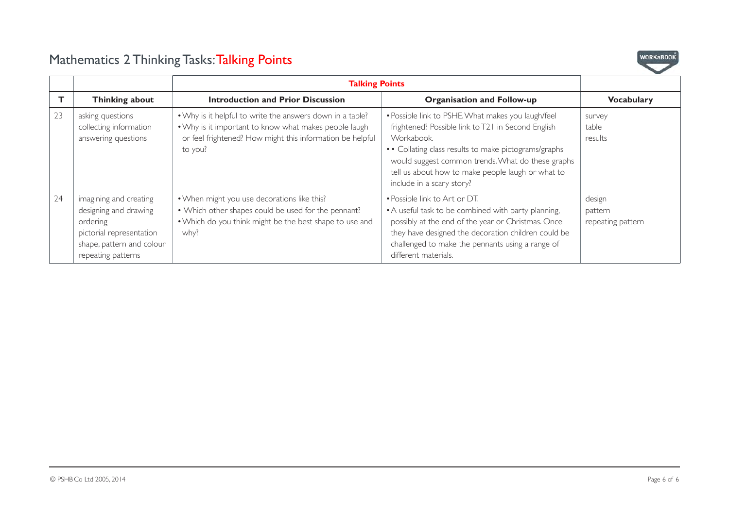# Mathematics 2 Thinking Tasks: Talking Points

| | | Talking Points | | |
|---|---|---|---|---|
| **T** | **Thinking about** | **Introduction and Prior Discussion** | **Organisation and Follow-up** | **Vocabulary** |
| 23 | asking questions<br>collecting information<br>answering questions | • Why is it helpful to write the answers down in a table?<br>• Why is it important to know what makes people laugh or feel frightened? How might this information be helpful to you? | • Possible link to PSHE. What makes you laugh/feel frightened? Possible link to T21 in Second English Workbook.<br>• • Collating class results to make pictograms/graphs would suggest common trends. What do these graphs tell us about how to make people laugh or what to include in a scary story? | survey<br>table<br>results |
| 24 | imagining and creating<br>designing and drawing<br>ordering<br>pictorial representation<br>shape, pattern and colour<br>repeating patterns | • When might you use decorations like this?<br>• Which other shapes could be used for the pennant?<br>• Which do you think might be the best shape to use and why? | • Possible link to Art or DT.<br>• A useful task to be combined with party planning, possibly at the end of the year or Christmas. Once they have designed the decoration children could be challenged to make the pennants using a range of different materials. | design<br>pattern<br>repeating pattern |

© PSHB Co Ltd 2005, 2014